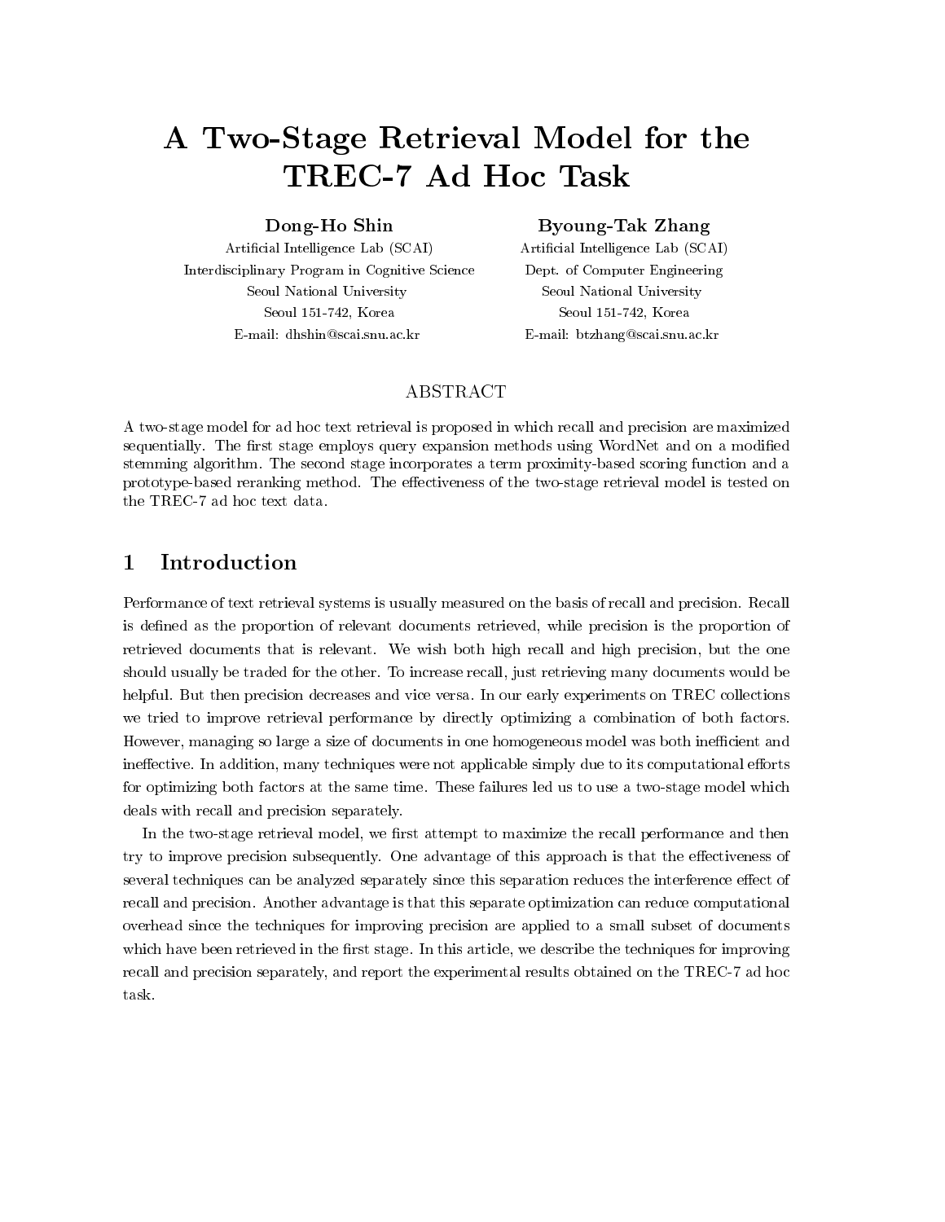# A Two-Stage Retrieval Model for the TREC-7 Ad Hoc Task

**Dong-Ho Shin**
Artificial Intelligence Lab (SCAI)
Interdisciplinary Program in Cognitive Science
Seoul National University
Seoul 151-742, Korea
E-mail: dhshin@scai.snu.ac.kr

**Byoung-Tak Zhang**
Artificial Intelligence Lab (SCAI)
Dept. of Computer Engineering
Seoul National University
Seoul 151-742, Korea
E-mail: btzhang@scai.snu.ac.kr

## ABSTRACT

A two-stage model for ad hoc text retrieval is proposed in which recall and precision are maximized sequentially. The first stage employs query expansion methods using WordNet and on a modified stemming algorithm. The second stage incorporates a term proximity-based scoring function and a prototype-based reranking method. The effectiveness of the two-stage retrieval model is tested on the TREC-7 ad hoc text data.

## 1 Introduction

Performance of text retrieval systems is usually measured on the basis of recall and precision. Recall is defined as the proportion of relevant documents retrieved, while precision is the proportion of retrieved documents that is relevant. We wish both high recall and high precision, but the one should usually be traded for the other. To increase recall, just retrieving many documents would be helpful. But then precision decreases and vice versa. In our early experiments on TREC collections we tried to improve retrieval performance by directly optimizing a combination of both factors. However, managing so large a size of documents in one homogeneous model was both inefficient and ineffective. In addition, many techniques were not applicable simply due to its computational efforts for optimizing both factors at the same time. These failures led us to use a two-stage model which deals with recall and precision separately.

In the two-stage retrieval model, we first attempt to maximize the recall performance and then try to improve precision subsequently. One advantage of this approach is that the effectiveness of several techniques can be analyzed separately since this separation reduces the interference effect of recall and precision. Another advantage is that this separate optimization can reduce computational overhead since the techniques for improving precision are applied to a small subset of documents which have been retrieved in the first stage. In this article, we describe the techniques for improving recall and precision separately, and report the experimental results obtained on the TREC-7 ad hoc task.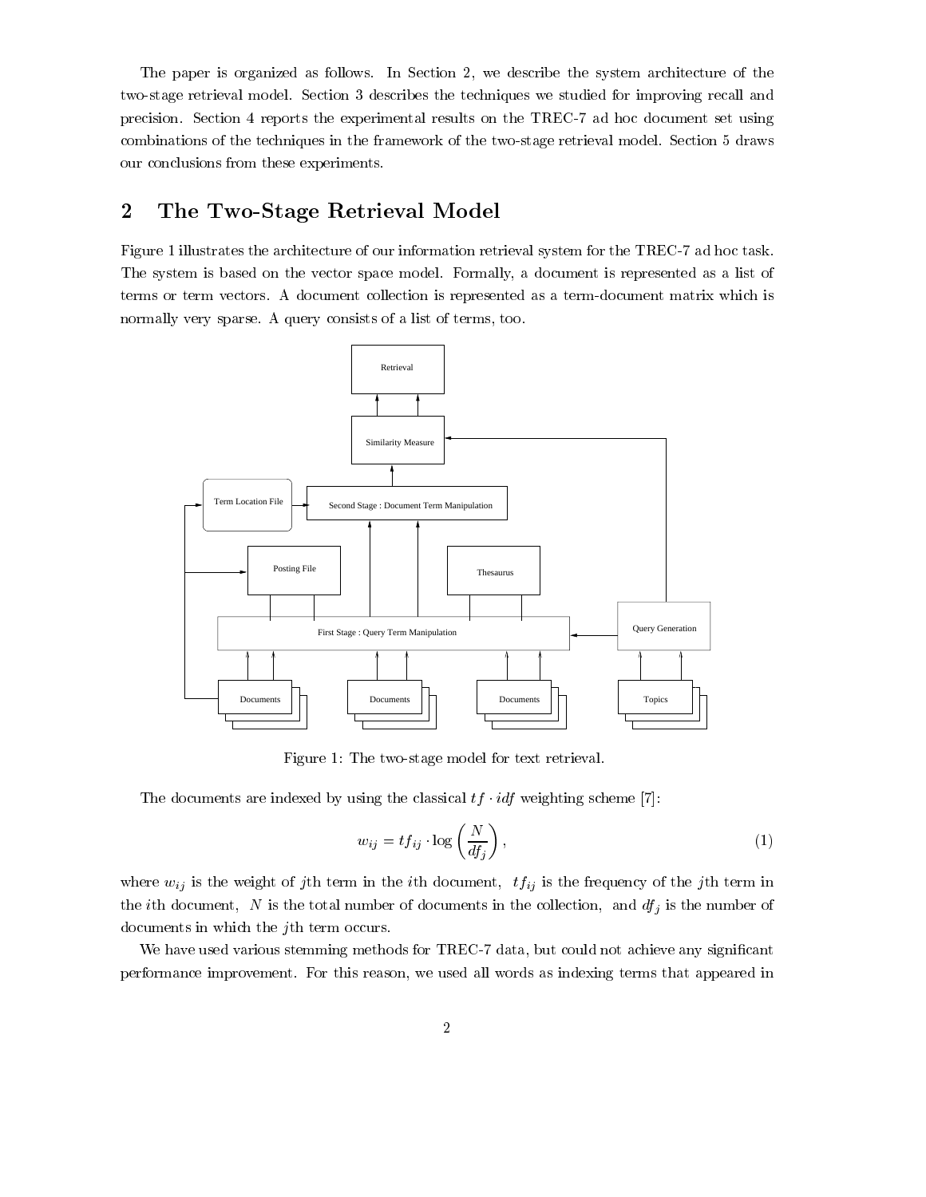The paper is organized as follows. In Section 2, we describe the system architecture of the two-stage retrieval model. Section 3 describes the techniques we studied for improving recall and precision. Section 4 reports the experimental results on the TREC-7 ad hoc document set using combinations of the techniques in the framework of the two-stage retrieval model. Section 5 draws our conclusions from these experiments.

## 2 The Two-Stage Retrieval Model

Figure 1 illustrates the architecture of our information retrieval system for the TREC-7 ad hoc task. The system is based on the vector space model. Formally, a document is represented as a list of terms or term vectors. A document collection is represented as a term-document matrix which is normally very sparse. A query consists of a list of terms, too.

Figure 1: The two-stage model for text retrieval.

The documents are indexed by using the classical $tf \cdot idf$ weighting scheme [7]:

$$w_{ij} = tf_{ij} \cdot \log\left(\frac{N}{df_j}\right), \tag{1}$$

where $w_{ij}$ is the weight of $j$th term in the $i$th document, $tf_{ij}$ is the frequency of the $j$th term in the $i$th document, $N$ is the total number of documents in the collection, and $df_j$ is the number of documents in which the $j$th term occurs.

We have used various stemming methods for TREC-7 data, but could not achieve any significant performance improvement. For this reason, we used all words as indexing terms that appeared in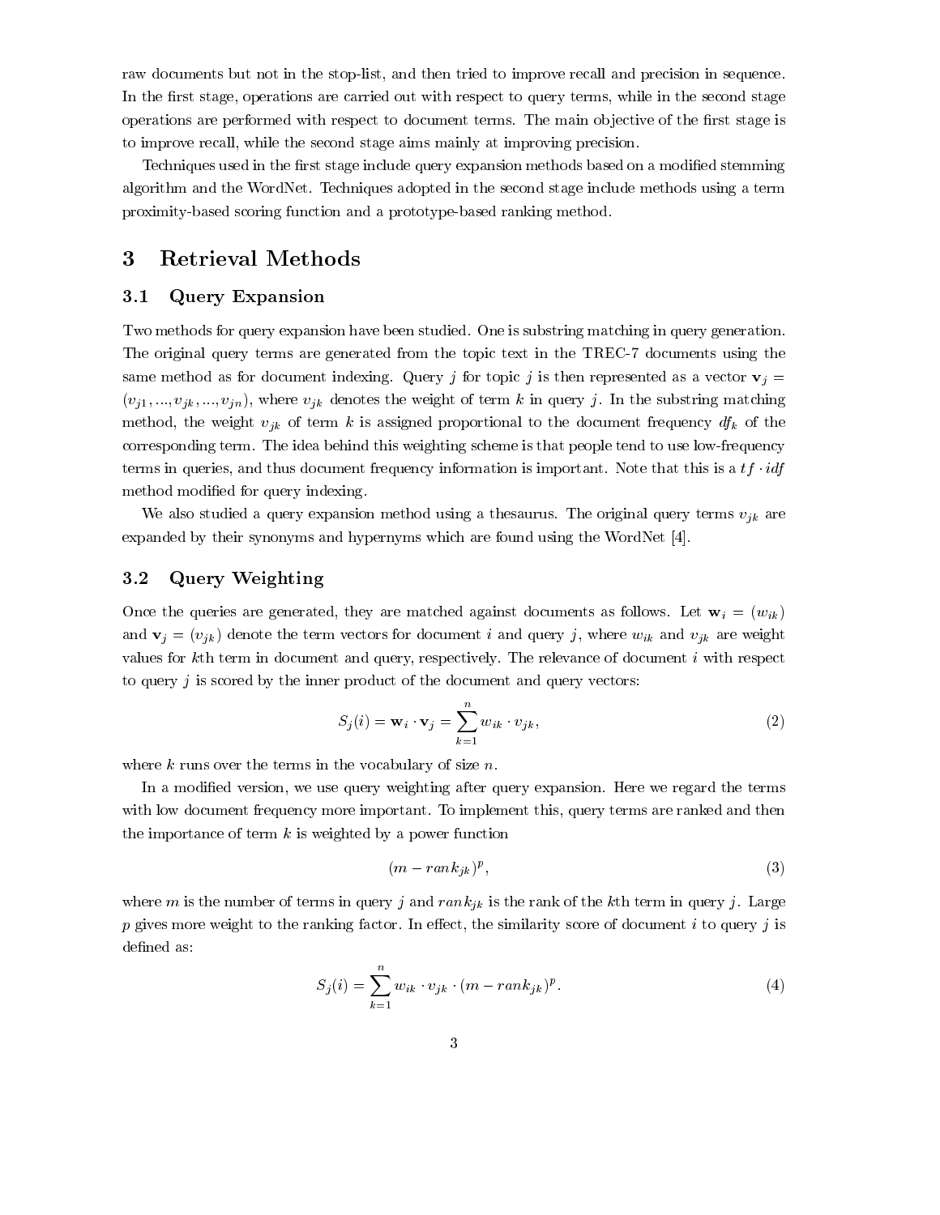raw documents but not in the stop-list, and then tried to improve recall and precision in sequence. In the first stage, operations are carried out with respect to query terms, while in the second stage operations are performed with respect to document terms. The main objective of the first stage is to improve recall, while the second stage aims mainly at improving precision.

Techniques used in the first stage include query expansion methods based on a modified stemming algorithm and the WordNet. Techniques adopted in the second stage include methods using a term proximity-based scoring function and a prototype-based ranking method.

# 3 Retrieval Methods

## 3.1 Query Expansion

Two methods for query expansion have been studied. One is substring matching in query generation. The original query terms are generated from the topic text in the TREC-7 documents using the same method as for document indexing. Query $j$ for topic $j$ is then represented as a vector $\mathbf{v}_j = (v_{j1}, ..., v_{jk}, ..., v_{jn})$, where $v_{jk}$ denotes the weight of term $k$ in query $j$. In the substring matching method, the weight $v_{jk}$ of term $k$ is assigned proportional to the document frequency $df_k$ of the corresponding term. The idea behind this weighting scheme is that people tend to use low-frequency terms in queries, and thus document frequency information is important. Note that this is a $tf \cdot idf$ method modified for query indexing.

We also studied a query expansion method using a thesaurus. The original query terms $v_{jk}$ are expanded by their synonyms and hypernyms which are found using the WordNet [4].

## 3.2 Query Weighting

Once the queries are generated, they are matched against documents as follows. Let $\mathbf{w}_i = (w_{ik})$ and $\mathbf{v}_j = (v_{jk})$ denote the term vectors for document $i$ and query $j$, where $w_{ik}$ and $v_{jk}$ are weight values for $k$th term in document and query, respectively. The relevance of document $i$ with respect to query $j$ is scored by the inner product of the document and query vectors:

$$S_j(i) = \mathbf{w}_i \cdot \mathbf{v}_j = \sum_{k=1}^{n} w_{ik} \cdot v_{jk}, \tag{2}$$

where $k$ runs over the terms in the vocabulary of size $n$.

In a modified version, we use query weighting after query expansion. Here we regard the terms with low document frequency more important. To implement this, query terms are ranked and then the importance of term $k$ is weighted by a power function

$$(m - rank_{jk})^p, \tag{3}$$

where $m$ is the number of terms in query $j$ and $rank_{jk}$ is the rank of the $k$th term in query $j$. Large $p$ gives more weight to the ranking factor. In effect, the similarity score of document $i$ to query $j$ is defined as:

$$S_j(i) = \sum_{k=1}^{n} w_{ik} \cdot v_{jk} \cdot (m - rank_{jk})^p. \tag{4}$$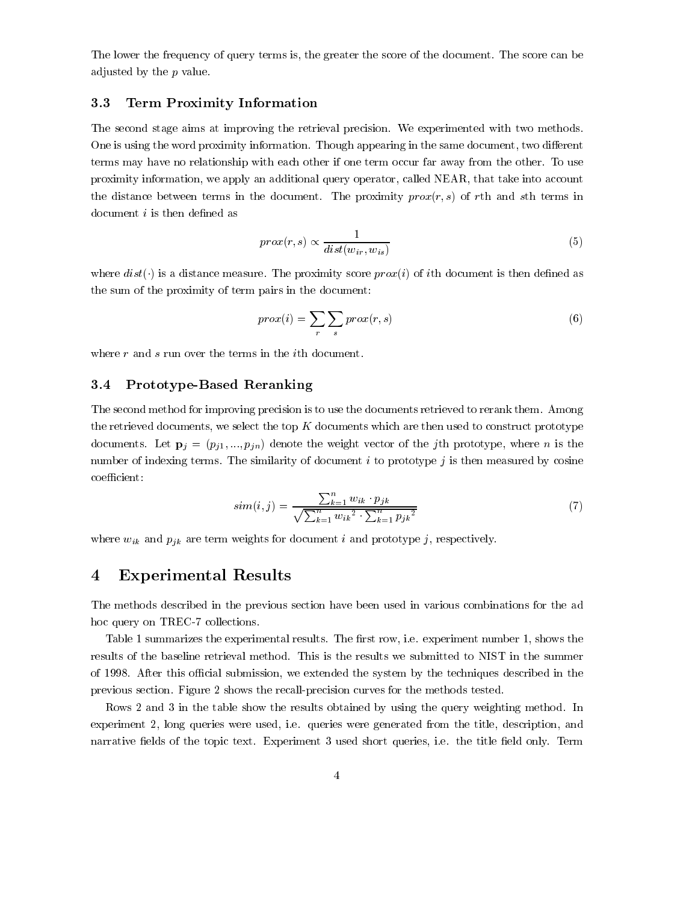The lower the frequency of query terms is, the greater the score of the document. The score can be adjusted by the $p$ value.

### 3.3 Term Proximity Information

The second stage aims at improving the retrieval precision. We experimented with two methods. One is using the word proximity information. Though appearing in the same document, two different terms may have no relationship with each other if one term occur far away from the other. To use proximity information, we apply an additional query operator, called NEAR, that take into account the distance between terms in the document. The proximity $prox(r, s)$ of $r$th and $s$th terms in document $i$ is then defined as

$$prox(r, s) \propto \frac{1}{dist(w_{ir}, w_{is})} \tag{5}$$

where $dist(\cdot)$ is a distance measure. The proximity score $prox(i)$ of $i$th document is then defined as the sum of the proximity of term pairs in the document:

$$prox(i) = \sum_{r} \sum_{s} prox(r, s) \tag{6}$$

where $r$ and $s$ run over the terms in the $i$th document.

### 3.4 Prototype-Based Reranking

The second method for improving precision is to use the documents retrieved to rerank them. Among the retrieved documents, we select the top $K$ documents which are then used to construct prototype documents. Let $\mathbf{p}_j = (p_{j1}, ..., p_{jn})$ denote the weight vector of the $j$th prototype, where $n$ is the number of indexing terms. The similarity of document $i$ to prototype $j$ is then measured by cosine coefficient:

$$sim(i, j) = \frac{\sum_{k=1}^{n} w_{ik} \cdot p_{jk}}{\sqrt{\sum_{k=1}^{n} {w_{ik}}^2 \cdot \sum_{k=1}^{n} {p_{jk}}^2}} \tag{7}$$

where $w_{ik}$ and $p_{jk}$ are term weights for document $i$ and prototype $j$, respectively.

## 4 Experimental Results

The methods described in the previous section have been used in various combinations for the ad hoc query on TREC-7 collections.

Table 1 summarizes the experimental results. The first row, i.e. experiment number 1, shows the results of the baseline retrieval method. This is the results we submitted to NIST in the summer of 1998. After this official submission, we extended the system by the techniques described in the previous section. Figure 2 shows the recall-precision curves for the methods tested.

Rows 2 and 3 in the table show the results obtained by using the query weighting method. In experiment 2, long queries were used, i.e. queries were generated from the title, description, and narrative fields of the topic text. Experiment 3 used short queries, i.e. the title field only. Term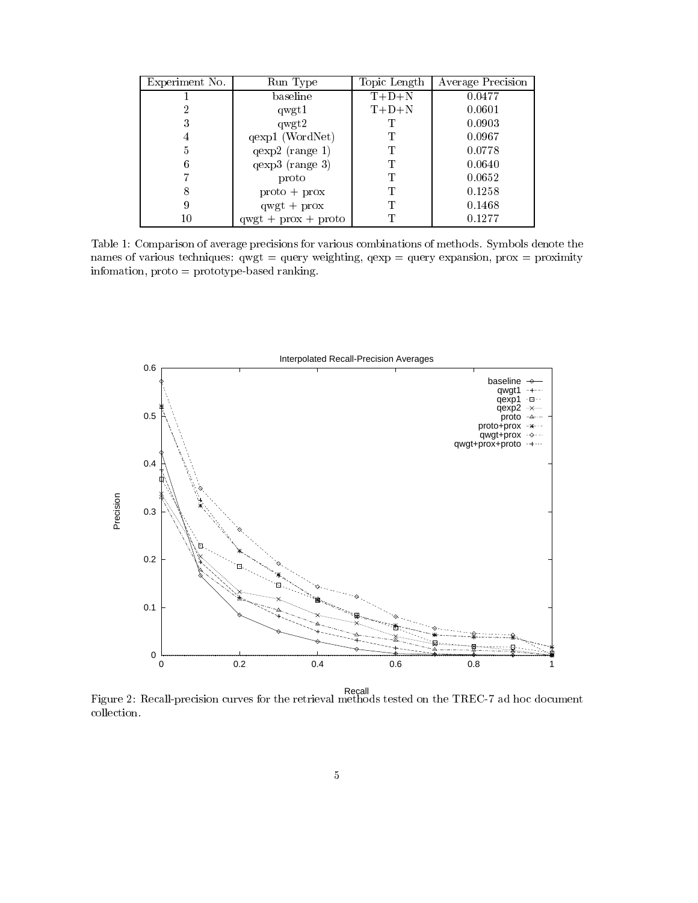| Experiment No. | Run Type | Topic Length | Average Precision |
|---|---|---|---|
| 1 | baseline | T+D+N | 0.0477 |
| 2 | qwgt1 | T+D+N | 0.0601 |
| 3 | qwgt2 | T | 0.0903 |
| 4 | qexp1 (WordNet) | T | 0.0967 |
| 5 | qexp2 (range 1) | T | 0.0778 |
| 6 | qexp3 (range 3) | T | 0.0640 |
| 7 | proto | T | 0.0652 |
| 8 | proto + prox | T | 0.1258 |
| 9 | qwgt + prox | T | 0.1468 |
| 10 | qwgt + prox + proto | T | 0.1277 |

Table 1: Comparison of average precisions for various combinations of methods. Symbols denote the names of various techniques: qwgt = query weighting, qexp = query expansion, prox = proximity infomation, proto = prototype-based ranking.

Figure 2: Recall-precision curves for the retrieval methods tested on the TREC-7 ad hoc document collection.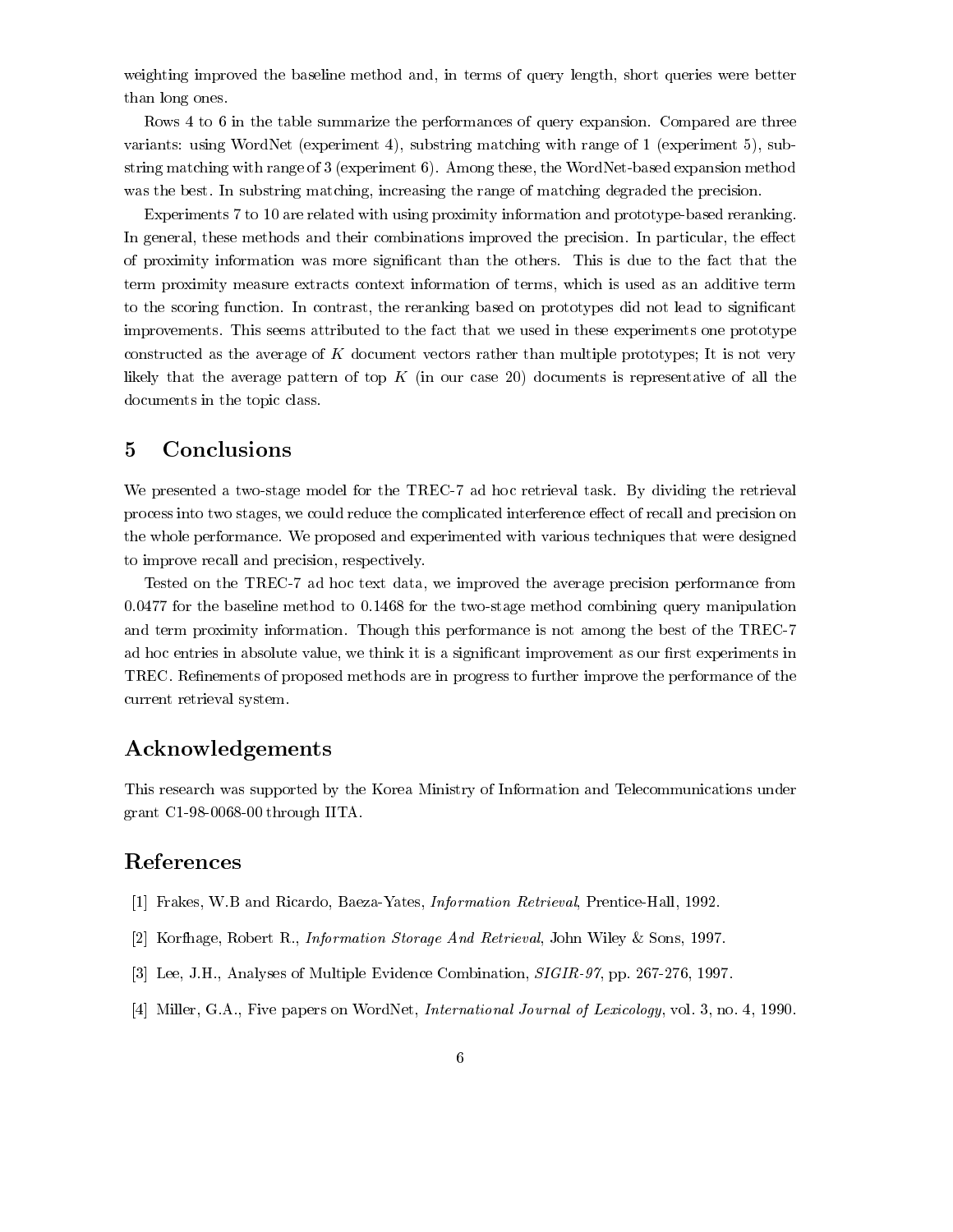weighting improved the baseline method and, in terms of query length, short queries were better than long ones.

Rows 4 to 6 in the table summarize the performances of query expansion. Compared are three variants: using WordNet (experiment 4), substring matching with range of 1 (experiment 5), substring matching with range of 3 (experiment 6). Among these, the WordNet-based expansion method was the best. In substring matching, increasing the range of matching degraded the precision.

Experiments 7 to 10 are related with using proximity information and prototype-based reranking. In general, these methods and their combinations improved the precision. In particular, the effect of proximity information was more significant than the others. This is due to the fact that the term proximity measure extracts context information of terms, which is used as an additive term to the scoring function. In contrast, the reranking based on prototypes did not lead to significant improvements. This seems attributed to the fact that we used in these experiments one prototype constructed as the average of $K$ document vectors rather than multiple prototypes; It is not very likely that the average pattern of top $K$ (in our case 20) documents is representative of all the documents in the topic class.

## 5 Conclusions

We presented a two-stage model for the TREC-7 ad hoc retrieval task. By dividing the retrieval process into two stages, we could reduce the complicated interference effect of recall and precision on the whole performance. We proposed and experimented with various techniques that were designed to improve recall and precision, respectively.

Tested on the TREC-7 ad hoc text data, we improved the average precision performance from 0.0477 for the baseline method to 0.1468 for the two-stage method combining query manipulation and term proximity information. Though this performance is not among the best of the TREC-7 ad hoc entries in absolute value, we think it is a significant improvement as our first experiments in TREC. Refinements of proposed methods are in progress to further improve the performance of the current retrieval system.

## Acknowledgements

This research was supported by the Korea Ministry of Information and Telecommunications under grant C1-98-0068-00 through IITA.

## References

[1] Frakes, W.B and Ricardo, Baeza-Yates, *Information Retrieval*, Prentice-Hall, 1992.

[2] Korfhage, Robert R., *Information Storage And Retrieval*, John Wiley & Sons, 1997.

[3] Lee, J.H., Analyses of Multiple Evidence Combination, *SIGIR-97*, pp. 267-276, 1997.

[4] Miller, G.A., Five papers on WordNet, *International Journal of Lexicology*, vol. 3, no. 4, 1990.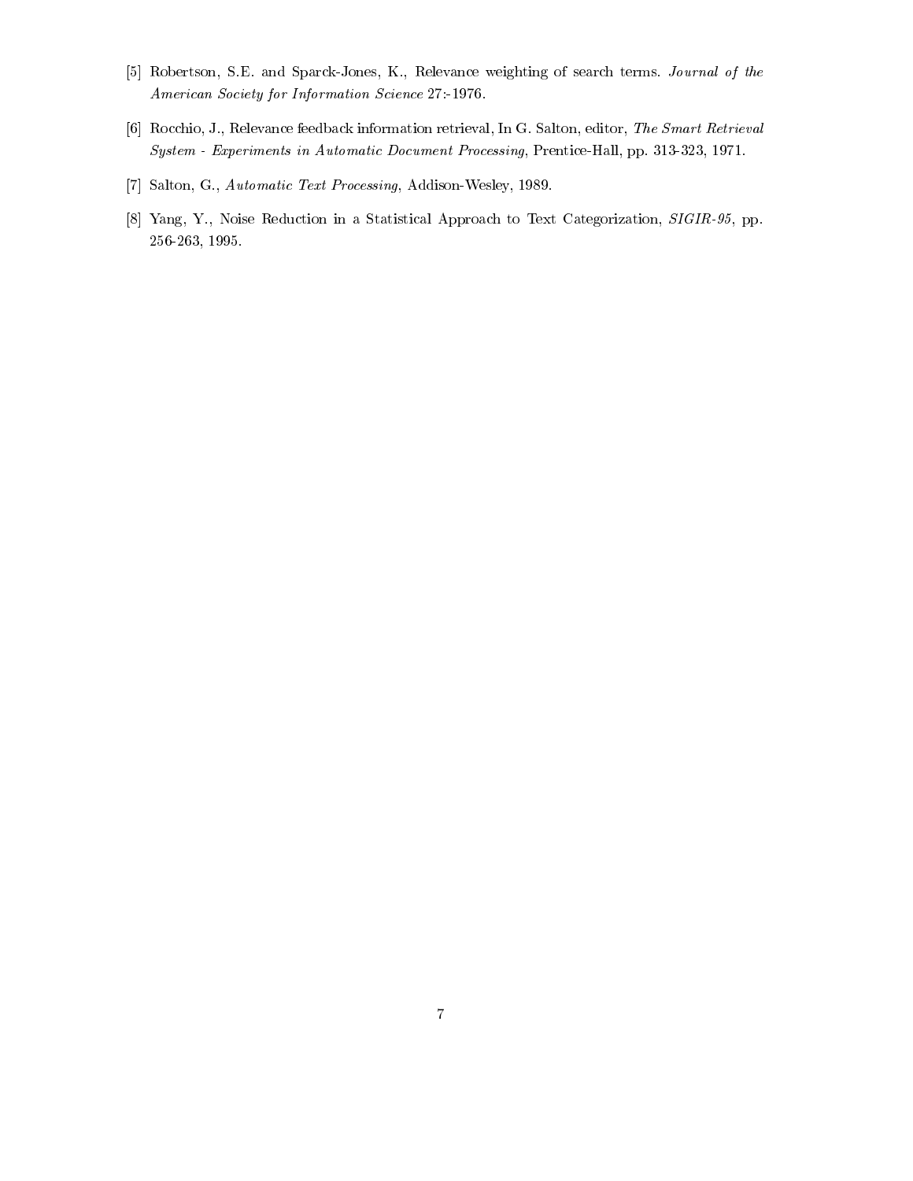[5] Robertson, S.E. and Sparck-Jones, K., Relevance weighting of search terms. *Journal of the American Society for Information Science* 27:-1976.

[6] Rocchio, J., Relevance feedback information retrieval, In G. Salton, editor, *The Smart Retrieval System - Experiments in Automatic Document Processing*, Prentice-Hall, pp. 313-323, 1971.

[7] Salton, G., *Automatic Text Processing*, Addison-Wesley, 1989.

[8] Yang, Y., Noise Reduction in a Statistical Approach to Text Categorization, *SIGIR-95*, pp. 256-263, 1995.